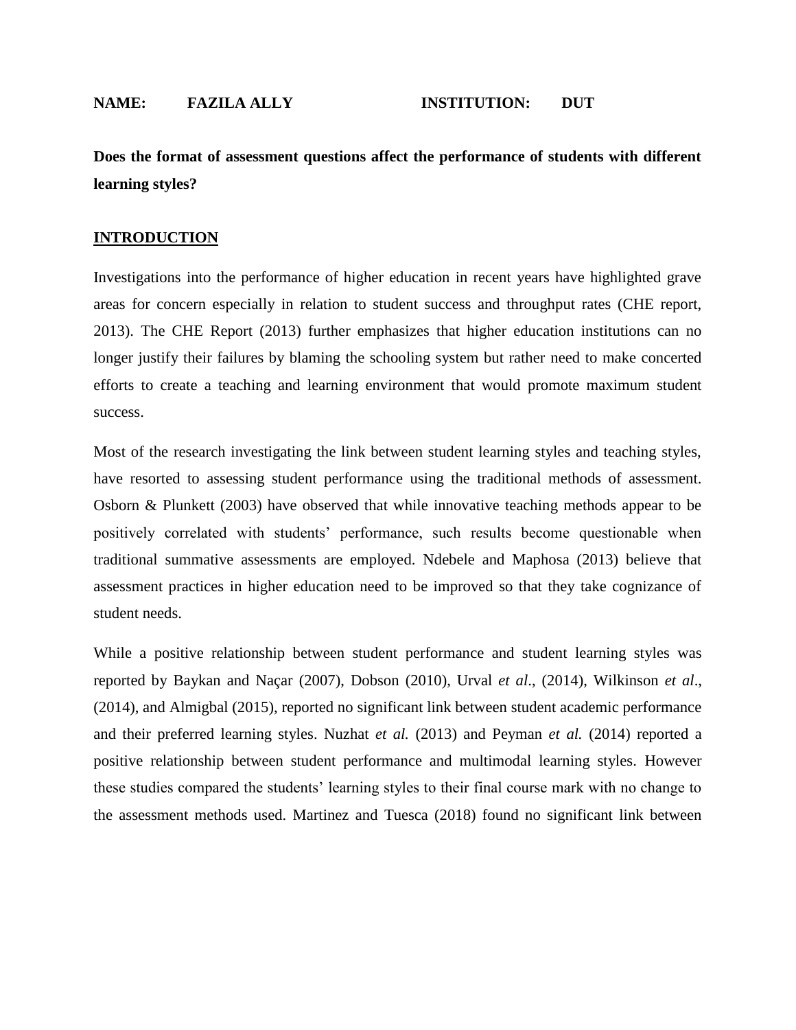**NAME: FAZILA ALLY INSTITUTION: DUT**

**Does the format of assessment questions affect the performance of students with different learning styles?**

## INTRODUCTION

Investigations into the performance of higher education in recent years have highlighted grave areas for concern especially in relation to student success and throughput rates (CHE report, 2013). The CHE Report (2013) further emphasizes that higher education institutions can no longer justify their failures by blaming the schooling system but rather need to make concerted efforts to create a teaching and learning environment that would promote maximum student success.

Most of the research investigating the link between student learning styles and teaching styles, have resorted to assessing student performance using the traditional methods of assessment. Osborn & Plunkett (2003) have observed that while innovative teaching methods appear to be positively correlated with students' performance, such results become questionable when traditional summative assessments are employed. Ndebele and Maphosa (2013) believe that assessment practices in higher education need to be improved so that they take cognizance of student needs.

While a positive relationship between student performance and student learning styles was reported by Baykan and Naçar (2007), Dobson (2010), Urval *et al*., (2014), Wilkinson *et al*., (2014), and Almigbal (2015), reported no significant link between student academic performance and their preferred learning styles. Nuzhat *et al.* (2013) and Peyman *et al.* (2014) reported a positive relationship between student performance and multimodal learning styles. However these studies compared the students' learning styles to their final course mark with no change to the assessment methods used. Martinez and Tuesca (2018) found no significant link between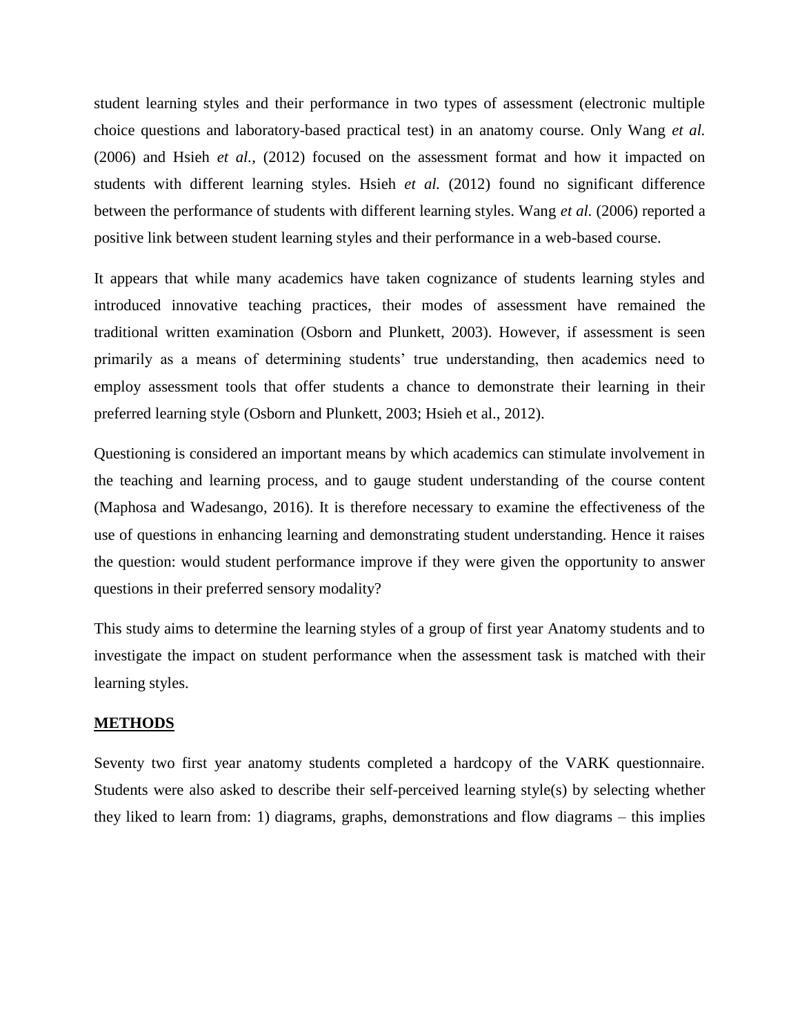student learning styles and their performance in two types of assessment (electronic multiple choice questions and laboratory-based practical test) in an anatomy course. Only Wang *et al.* (2006) and Hsieh *et al.*, (2012) focused on the assessment format and how it impacted on students with different learning styles. Hsieh *et al.* (2012) found no significant difference between the performance of students with different learning styles. Wang *et al.* (2006) reported a positive link between student learning styles and their performance in a web-based course.

It appears that while many academics have taken cognizance of students learning styles and introduced innovative teaching practices, their modes of assessment have remained the traditional written examination (Osborn and Plunkett, 2003). However, if assessment is seen primarily as a means of determining students' true understanding, then academics need to employ assessment tools that offer students a chance to demonstrate their learning in their preferred learning style (Osborn and Plunkett, 2003; Hsieh et al., 2012).

Questioning is considered an important means by which academics can stimulate involvement in the teaching and learning process, and to gauge student understanding of the course content (Maphosa and Wadesango, 2016). It is therefore necessary to examine the effectiveness of the use of questions in enhancing learning and demonstrating student understanding. Hence it raises the question: would student performance improve if they were given the opportunity to answer questions in their preferred sensory modality?

This study aims to determine the learning styles of a group of first year Anatomy students and to investigate the impact on student performance when the assessment task is matched with their learning styles.

## METHODS

Seventy two first year anatomy students completed a hardcopy of the VARK questionnaire. Students were also asked to describe their self-perceived learning style(s) by selecting whether they liked to learn from: 1) diagrams, graphs, demonstrations and flow diagrams – this implies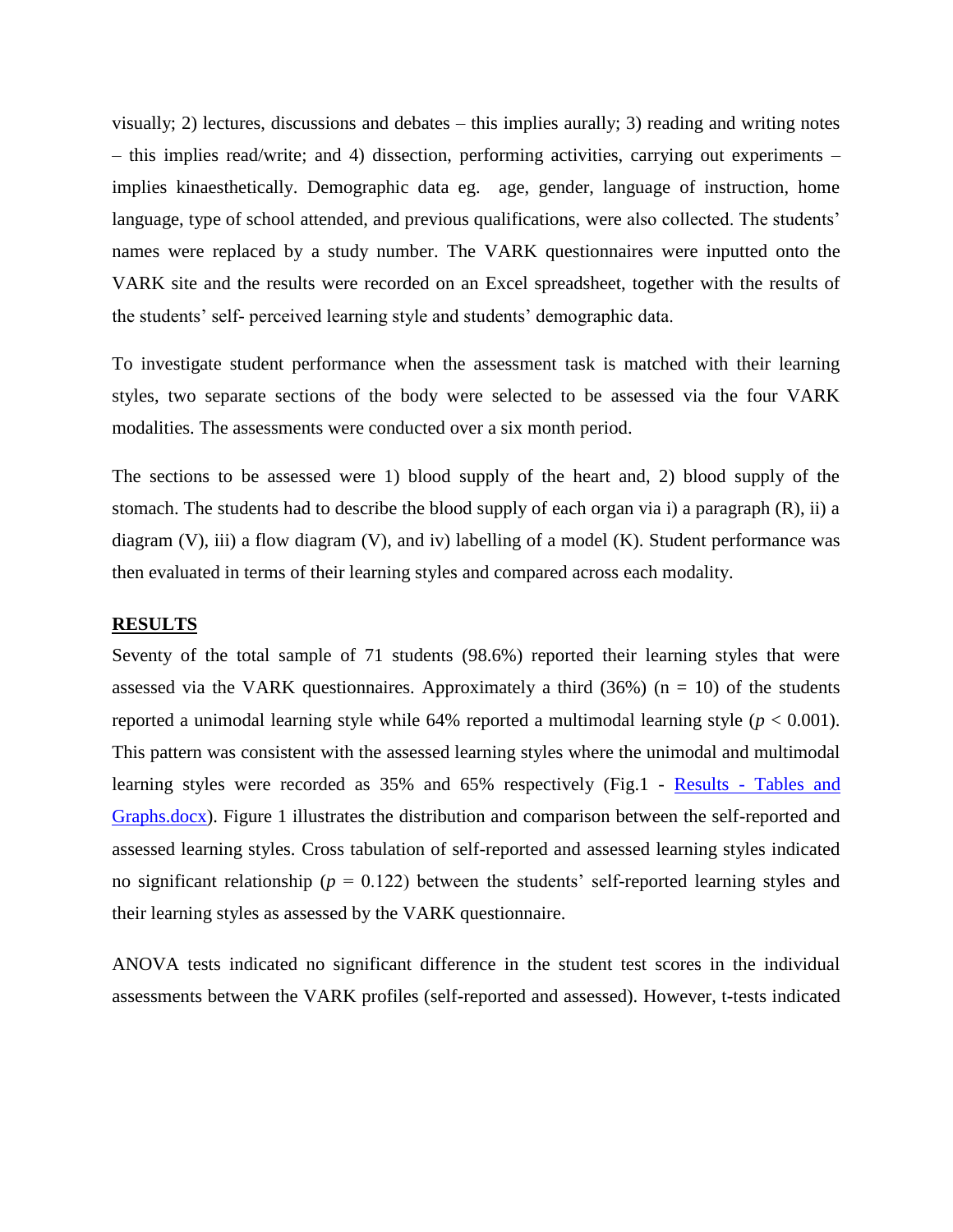visually; 2) lectures, discussions and debates – this implies aurally; 3) reading and writing notes – this implies read/write; and 4) dissection, performing activities, carrying out experiments – implies kinaesthetically. Demographic data eg. age, gender, language of instruction, home language, type of school attended, and previous qualifications, were also collected. The students' names were replaced by a study number. The VARK questionnaires were inputted onto the VARK site and the results were recorded on an Excel spreadsheet, together with the results of the students' self- perceived learning style and students' demographic data.

To investigate student performance when the assessment task is matched with their learning styles, two separate sections of the body were selected to be assessed via the four VARK modalities. The assessments were conducted over a six month period.

The sections to be assessed were 1) blood supply of the heart and, 2) blood supply of the stomach. The students had to describe the blood supply of each organ via i) a paragraph (R), ii) a diagram (V), iii) a flow diagram (V), and iv) labelling of a model (K). Student performance was then evaluated in terms of their learning styles and compared across each modality.

## RESULTS

Seventy of the total sample of 71 students (98.6%) reported their learning styles that were assessed via the VARK questionnaires. Approximately a third (36%) (n = 10) of the students reported a unimodal learning style while 64% reported a multimodal learning style ($p < 0.001$). This pattern was consistent with the assessed learning styles where the unimodal and multimodal learning styles were recorded as 35% and 65% respectively (Fig.1 - [Results - Tables and Graphs.docx]). Figure 1 illustrates the distribution and comparison between the self-reported and assessed learning styles. Cross tabulation of self-reported and assessed learning styles indicated no significant relationship ($p = 0.122$) between the students' self-reported learning styles and their learning styles as assessed by the VARK questionnaire.

ANOVA tests indicated no significant difference in the student test scores in the individual assessments between the VARK profiles (self-reported and assessed). However, t-tests indicated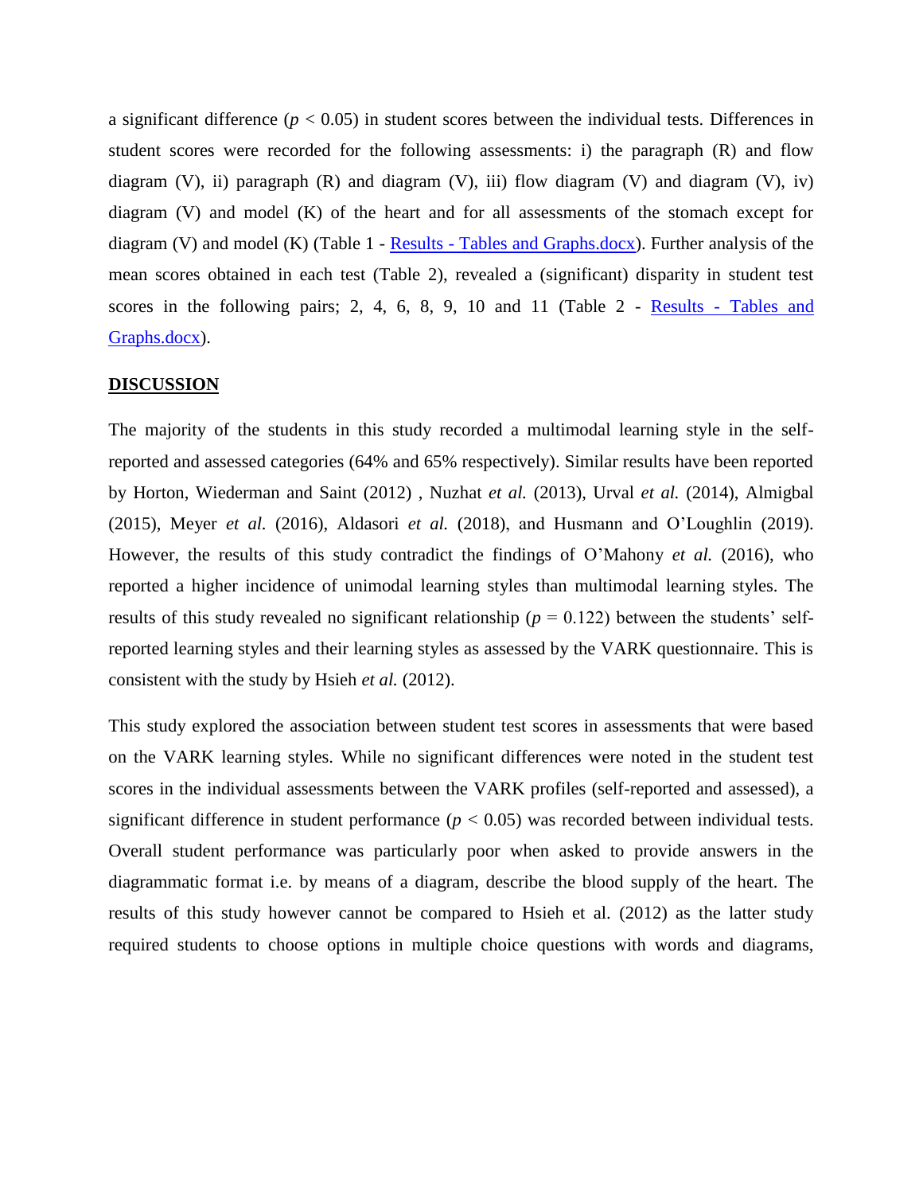a significant difference ($p < 0.05$) in student scores between the individual tests. Differences in student scores were recorded for the following assessments: i) the paragraph (R) and flow diagram (V), ii) paragraph (R) and diagram (V), iii) flow diagram (V) and diagram (V), iv) diagram (V) and model (K) of the heart and for all assessments of the stomach except for diagram (V) and model (K) (Table 1 - [Results - Tables and Graphs.docx](Results - Tables and Graphs.docx)). Further analysis of the mean scores obtained in each test (Table 2), revealed a (significant) disparity in student test scores in the following pairs; 2, 4, 6, 8, 9, 10 and 11 (Table 2 - [Results - Tables and Graphs.docx](Results - Tables and Graphs.docx)).

## DISCUSSION

The majority of the students in this study recorded a multimodal learning style in the self-reported and assessed categories (64% and 65% respectively). Similar results have been reported by Horton, Wiederman and Saint (2012) , Nuzhat *et al.* (2013), Urval *et al.* (2014), Almigbal (2015), Meyer *et al.* (2016), Aldasori *et al.* (2018), and Husmann and O'Loughlin (2019). However, the results of this study contradict the findings of O'Mahony *et al.* (2016), who reported a higher incidence of unimodal learning styles than multimodal learning styles. The results of this study revealed no significant relationship ($p = 0.122$) between the students' self-reported learning styles and their learning styles as assessed by the VARK questionnaire. This is consistent with the study by Hsieh *et al.* (2012).

This study explored the association between student test scores in assessments that were based on the VARK learning styles. While no significant differences were noted in the student test scores in the individual assessments between the VARK profiles (self-reported and assessed), a significant difference in student performance ($p < 0.05$) was recorded between individual tests. Overall student performance was particularly poor when asked to provide answers in the diagrammatic format i.e. by means of a diagram, describe the blood supply of the heart. The results of this study however cannot be compared to Hsieh et al. (2012) as the latter study required students to choose options in multiple choice questions with words and diagrams,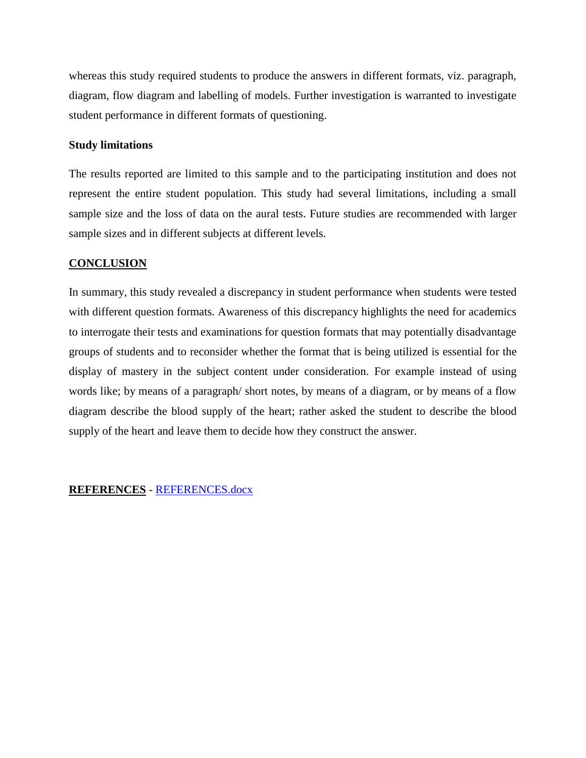whereas this study required students to produce the answers in different formats, viz. paragraph, diagram, flow diagram and labelling of models. Further investigation is warranted to investigate student performance in different formats of questioning.

### Study limitations

The results reported are limited to this sample and to the participating institution and does not represent the entire student population. This study had several limitations, including a small sample size and the loss of data on the aural tests. Future studies are recommended with larger sample sizes and in different subjects at different levels.

## CONCLUSION

In summary, this study revealed a discrepancy in student performance when students were tested with different question formats. Awareness of this discrepancy highlights the need for academics to interrogate their tests and examinations for question formats that may potentially disadvantage groups of students and to reconsider whether the format that is being utilized is essential for the display of mastery in the subject content under consideration. For example instead of using words like; by means of a paragraph/ short notes, by means of a diagram, or by means of a flow diagram describe the blood supply of the heart; rather asked the student to describe the blood supply of the heart and leave them to decide how they construct the answer.

**REFERENCES** - REFERENCES.docx